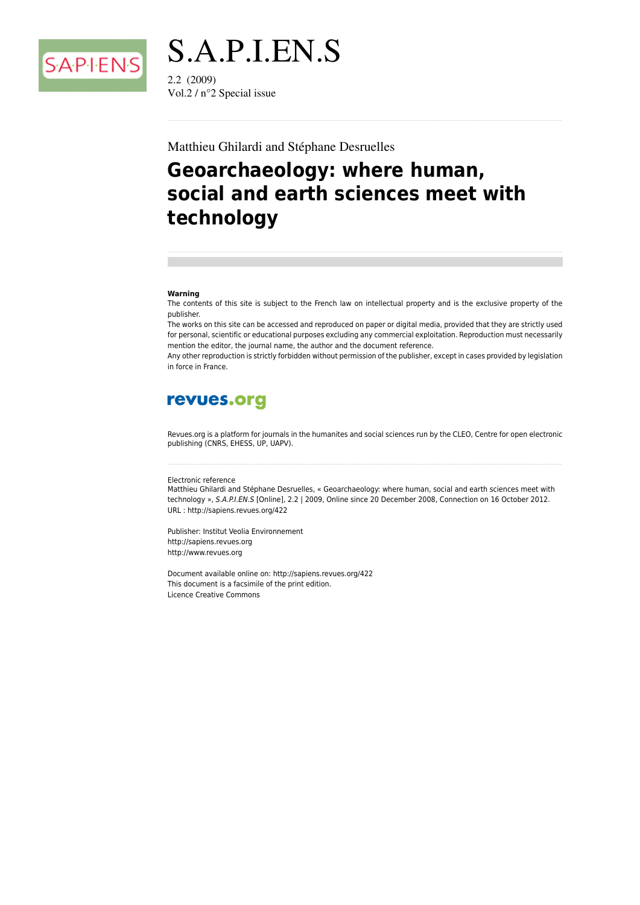# S.A.P.I.EN.S

2.2 (2009)
Vol.2 / n°2 Special issue

Matthieu Ghilardi and Stéphane Desruelles

# Geoarchaeology: where human, social and earth sciences meet with technology

**Warning**
The contents of this site is subject to the French law on intellectual property and is the exclusive property of the publisher.
The works on this site can be accessed and reproduced on paper or digital media, provided that they are strictly used for personal, scientific or educational purposes excluding any commercial exploitation. Reproduction must necessarily mention the editor, the journal name, the author and the document reference.
Any other reproduction is strictly forbidden without permission of the publisher, except in cases provided by legislation in force in France.

**revues.org**

Revues.org is a platform for journals in the humanites and social sciences run by the CLEO, Centre for open electronic publishing (CNRS, EHESS, UP, UAPV).

Electronic reference
Matthieu Ghilardi and Stéphane Desruelles, « Geoarchaeology: where human, social and earth sciences meet with technology », *S.A.P.I.EN.S* [Online], 2.2 | 2009, Online since 20 December 2008, Connection on 16 October 2012. URL : http://sapiens.revues.org/422

Publisher: Institut Veolia Environnement
http://sapiens.revues.org
http://www.revues.org

Document available online on: http://sapiens.revues.org/422
This document is a facsimile of the print edition.
Licence Creative Commons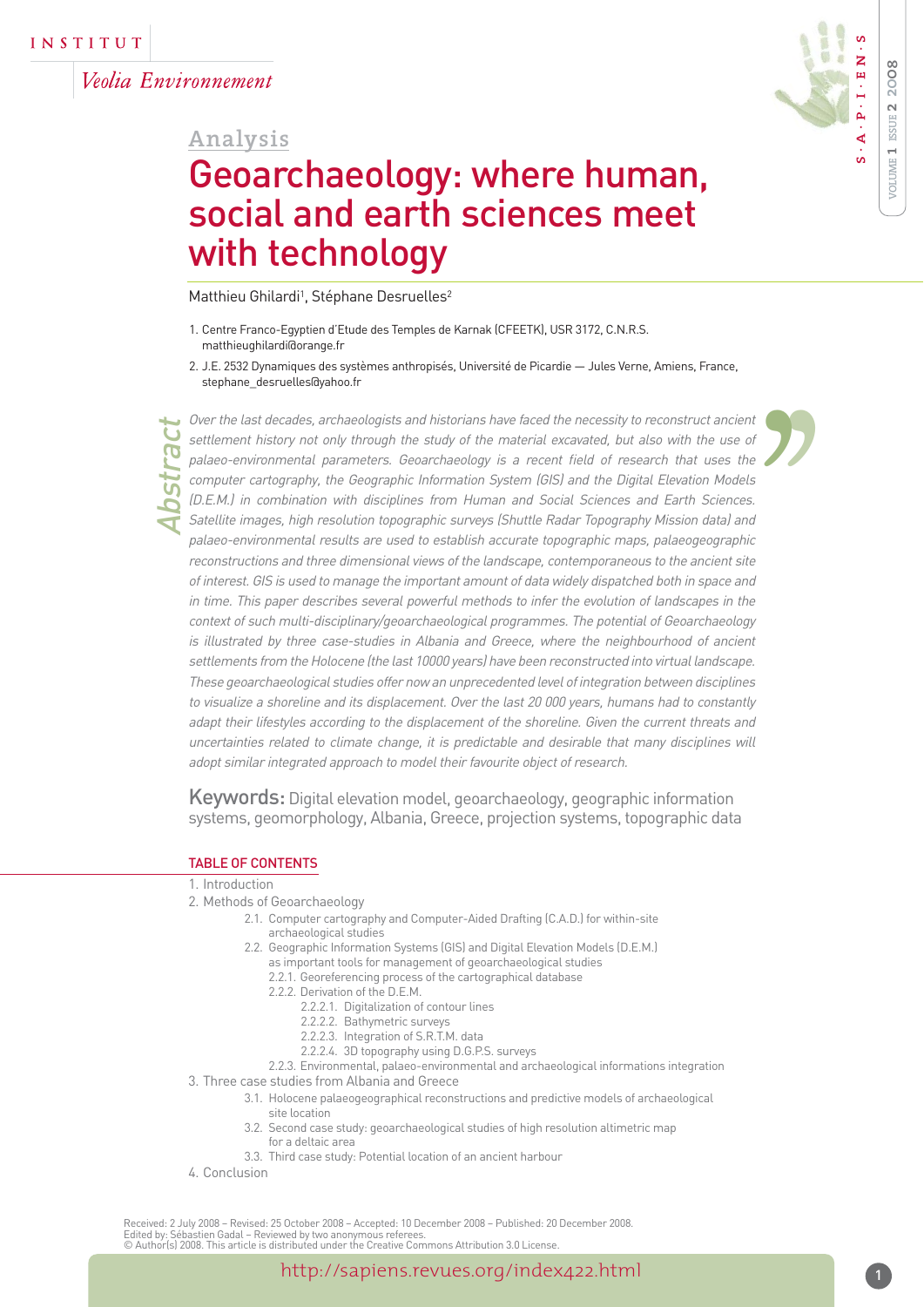INSTITUT

*Veolia Environnement*

## Analysis

# Geoarchaeology: where human, social and earth sciences meet with technology

Matthieu Ghilardi[1], Stéphane Desruelles[2]

1. Centre Franco-Egyptien d'Etude des Temples de Karnak (CFEETK), USR 3172, C.N.R.S. matthieughilardi@orange.fr
2. J.E. 2532 Dynamiques des systèmes anthropisés, Université de Picardie — Jules Verne, Amiens, France, stephane_desruelles@yahoo.fr

## Abstract

*Over the last decades, archaeologists and historians have faced the necessity to reconstruct ancient settlement history not only through the study of the material excavated, but also with the use of palaeo-environmental parameters. Geoarchaeology is a recent field of research that uses the computer cartography, the Geographic Information System (GIS) and the Digital Elevation Models (D.E.M.) in combination with disciplines from Human and Social Sciences and Earth Sciences. Satellite images, high resolution topographic surveys (Shuttle Radar Topography Mission data) and palaeo-environmental results are used to establish accurate topographic maps, palaeogeographic reconstructions and three dimensional views of the landscape, contemporaneous to the ancient site of interest. GIS is used to manage the important amount of data widely dispatched both in space and in time. This paper describes several powerful methods to infer the evolution of landscapes in the context of such multi-disciplinary/geoarchaeological programmes. The potential of Geoarchaeology is illustrated by three case-studies in Albania and Greece, where the neighbourhood of ancient settlements from the Holocene (the last 10000 years) have been reconstructed into virtual landscape. These geoarchaeological studies offer now an unprecedented level of integration between disciplines to visualize a shoreline and its displacement. Over the last 20 000 years, humans had to constantly adapt their lifestyles according to the displacement of the shoreline. Given the current threats and uncertainties related to climate change, it is predictable and desirable that many disciplines will adopt similar integrated approach to model their favourite object of research.*

**Keywords:** Digital elevation model, geoarchaeology, geographic information systems, geomorphology, Albania, Greece, projection systems, topographic data

### TABLE OF CONTENTS

1. Introduction
2. Methods of Geoarchaeology
   - 2.1. Computer cartography and Computer-Aided Drafting (C.A.D.) for within-site archaeological studies
   - 2.2. Geographic Information Systems (GIS) and Digital Elevation Models (D.E.M.) as important tools for management of geoarchaeological studies
     - 2.2.1. Georeferencing process of the cartographical database
     - 2.2.2. Derivation of the D.E.M.
       - 2.2.2.1. Digitalization of contour lines
       - 2.2.2.2. Bathymetric surveys
       - 2.2.2.3. Integration of S.R.T.M. data
       - 2.2.2.4. 3D topography using D.G.P.S. surveys
     - 2.2.3. Environmental, palaeo-environmental and archaeological informations integration
3. Three case studies from Albania and Greece
   - 3.1. Holocene palaeogeographical reconstructions and predictive models of archaeological site location
   - 3.2. Second case study: geoarchaeological studies of high resolution altimetric map for a deltaic area
   - 3.3. Third case study: Potential location of an ancient harbour
4. Conclusion

Received: 2 July 2008 – Revised: 25 October 2008 – Accepted: 10 December 2008 – Published: 20 December 2008.
Edited by: Sébastien Gadal – Reviewed by two anonymous referees.
© Author(s) 2008. This article is distributed under the Creative Commons Attribution 3.0 License.

http://sapiens.revues.org/index422.html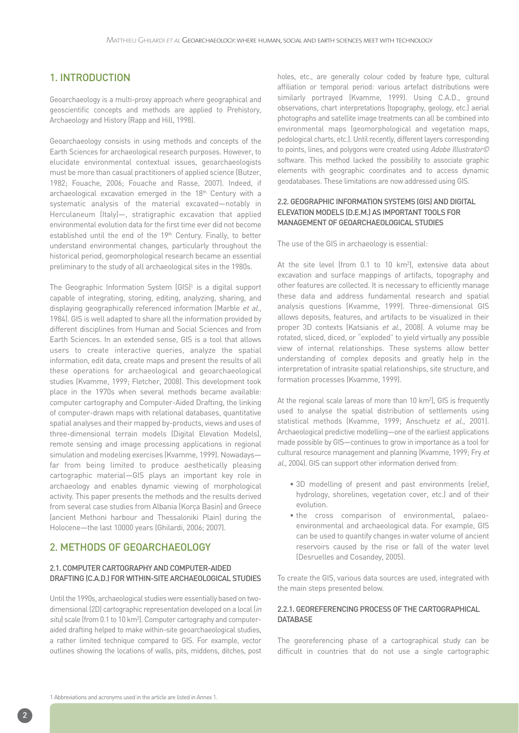## 1. INTRODUCTION

Geoarchaeology is a multi-proxy approach where geographical and geoscientific concepts and methods are applied to Prehistory, Archaeology and History (Rapp and Hill, 1998).

Geoarchaeology consists in using methods and concepts of the Earth Sciences for archaeological research purposes. However, to elucidate environmental contextual issues, geoarchaeologists must be more than casual practitioners of applied science (Butzer, 1982; Fouache, 2006; Fouache and Rasse, 2007). Indeed, if archaeological excavation emerged in the 18th Century with a systematic analysis of the material excavated—notably in Herculaneum (Italy)—, stratigraphic excavation that applied environmental evolution data for the first time ever did not become established until the end of the 19th Century. Finally, to better understand environmental changes, particularly throughout the historical period, geomorphological research became an essential preliminary to the study of all archaeological sites in the 1980s.

The Geographic Information System (GIS)[1] is a digital support capable of integrating, storing, editing, analyzing, sharing, and displaying geographically referenced information (Marble *et al.*, 1984). GIS is well adapted to share all the information provided by different disciplines from Human and Social Sciences and from Earth Sciences. In an extended sense, GIS is a tool that allows users to create interactive queries, analyze the spatial information, edit data, create maps and present the results of all these operations for archaeological and geoarchaeological studies (Kvamme, 1999; Fletcher, 2008). This development took place in the 1970s when several methods became available: computer cartography and Computer-Aided Drafting, the linking of computer-drawn maps with relational databases, quantitative spatial analyses and their mapped by-products, views and uses of three-dimensional terrain models (Digital Elevation Models), remote sensing and image processing applications in regional simulation and modeling exercises (Kvamme, 1999). Nowadays—far from being limited to produce aesthetically pleasing cartographic material—GIS plays an important key role in archaeology and enables dynamic viewing of morphological activity. This paper presents the methods and the results derived from several case studies from Albania (Korça Basin) and Greece (ancient Methoni harbour and Thessaloniki Plain) during the Holocene—the last 10000 years (Ghilardi, 2006; 2007).

## 2. METHODS OF GEOARCHAEOLOGY

### 2.1. COMPUTER CARTOGRAPHY AND COMPUTER-AIDED DRAFTING (C.A.D.) FOR WITHIN-SITE ARCHAEOLOGICAL STUDIES

Until the 1990s, archaeological studies were essentially based on two-dimensional (2D) cartographic representation developed on a local (*in situ*) scale (from 0.1 to 10 km²). Computer cartography and computer-aided drafting helped to make within-site geoarchaeological studies, a rather limited technique compared to GIS. For example, vector outlines showing the locations of walls, pits, middens, ditches, post holes, etc., are generally colour coded by feature type, cultural affiliation or temporal period: various artefact distributions were similarly portrayed (Kvamme, 1999). Using C.A.D., ground observations, chart interpretations (topography, geology, etc.) aerial photographs and satellite image treatments can all be combined into environmental maps (geomorphological and vegetation maps, pedological charts, etc.). Until recently, different layers corresponding to points, lines, and polygons were created using *Adobe Illustrator©* software. This method lacked the possibility to associate graphic elements with geographic coordinates and to access dynamic geodatabases. These limitations are now addressed using GIS.

### 2.2. GEOGRAPHIC INFORMATION SYSTEMS (GIS) AND DIGITAL ELEVATION MODELS (D.E.M.) AS IMPORTANT TOOLS FOR MANAGEMENT OF GEOARCHAEOLOGICAL STUDIES

The use of the GIS in archaeology is essential:

At the site level (from 0.1 to 10 km²), extensive data about excavation and surface mappings of artifacts, topography and other features are collected. It is necessary to efficiently manage these data and address fundamental research and spatial analysis questions (Kvamme, 1999). Three-dimensional GIS allows deposits, features, and artifacts to be visualized in their proper 3D contexts (Katsianis *et al.*, 2008). A volume may be rotated, sliced, diced, or "exploded" to yield virtually any possible view of internal relationships. These systems allow better understanding of complex deposits and greatly help in the interpretation of intrasite spatial relationships, site structure, and formation processes (Kvamme, 1999).

At the regional scale (areas of more than 10 km²), GIS is frequently used to analyse the spatial distribution of settlements using statistical methods (Kvamme, 1999; Anschuetz *et al.*, 2001). Archaeological predictive modelling—one of the earliest applications made possible by GIS—continues to grow in importance as a tool for cultural resource management and planning (Kvamme, 1999; Fry *et al.*, 2004). GIS can support other information derived from:

- 3D modelling of present and past environments (relief, hydrology, shorelines, vegetation cover, etc.) and of their evolution.
- the cross comparison of environmental, palaeo-environmental and archaeological data. For example, GIS can be used to quantify changes in water volume of ancient reservoirs caused by the rise or fall of the water level (Desruelles and Cosandey, 2005).

To create the GIS, various data sources are used, integrated with the main steps presented below.

#### 2.2.1. GEOREFERENCING PROCESS OF THE CARTOGRAPHICAL DATABASE

The georeferencing phase of a cartographical study can be difficult in countries that do not use a single cartographic

1 Abbreviations and acronyms used in the article are listed in Annex 1.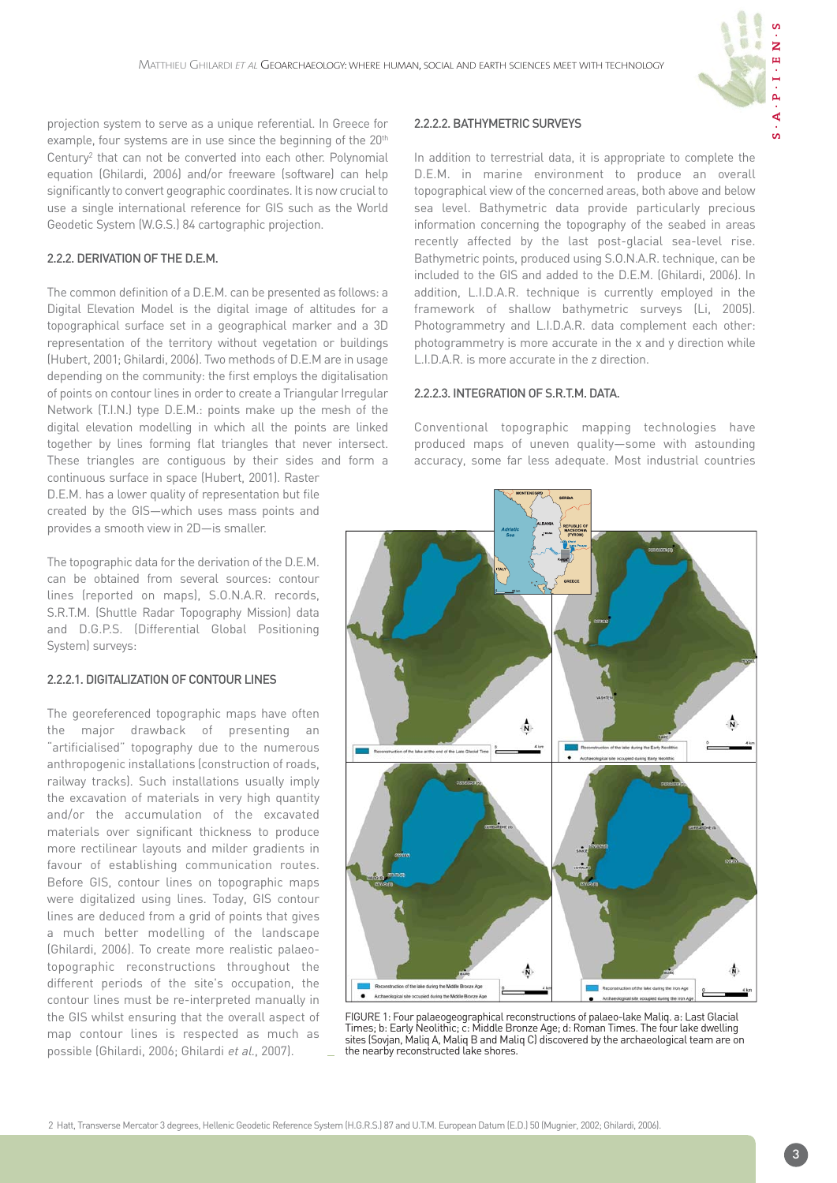projection system to serve as a unique referential. In Greece for example, four systems are in use since the beginning of the 20th Century[2] that can not be converted into each other. Polynomial equation (Ghilardi, 2006) and/or freeware (software) can help significantly to convert geographic coordinates. It is now crucial to use a single international reference for GIS such as the World Geodetic System (W.G.S.) 84 cartographic projection.

### 2.2.2. DERIVATION OF THE D.E.M.

The common definition of a D.E.M. can be presented as follows: a Digital Elevation Model is the digital image of altitudes for a topographical surface set in a geographical marker and a 3D representation of the territory without vegetation or buildings (Hubert, 2001; Ghilardi, 2006). Two methods of D.E.M are in usage depending on the community: the first employs the digitalisation of points on contour lines in order to create a Triangular Irregular Network (T.I.N.) type D.E.M.: points make up the mesh of the digital elevation modelling in which all the points are linked together by lines forming flat triangles that never intersect. These triangles are contiguous by their sides and form a continuous surface in space (Hubert, 2001). Raster D.E.M. has a lower quality of representation but file created by the GIS—which uses mass points and provides a smooth view in 2D—is smaller.

The topographic data for the derivation of the D.E.M. can be obtained from several sources: contour lines (reported on maps), S.O.N.A.R. records, S.R.T.M. (Shuttle Radar Topography Mission) data and D.G.P.S. (Differential Global Positioning System) surveys:

#### 2.2.2.1. DIGITALIZATION OF CONTOUR LINES

The georeferenced topographic maps have often the major drawback of presenting an "artificialised" topography due to the numerous anthropogenic installations (construction of roads, railway tracks). Such installations usually imply the excavation of materials in very high quantity and/or the accumulation of the excavated materials over significant thickness to produce more rectilinear layouts and milder gradients in favour of establishing communication routes. Before GIS, contour lines on topographic maps were digitalized using lines. Today, GIS contour lines are deduced from a grid of points that gives a much better modelling of the landscape (Ghilardi, 2006). To create more realistic palaeo-topographic reconstructions throughout the different periods of the site's occupation, the contour lines must be re-interpreted manually in the GIS whilst ensuring that the overall aspect of map contour lines is respected as much as possible (Ghilardi, 2006; Ghilardi *et al.*, 2007).

#### 2.2.2.2. BATHYMETRIC SURVEYS

In addition to terrestrial data, it is appropriate to complete the D.E.M. in marine environment to produce an overall topographical view of the concerned areas, both above and below sea level. Bathymetric data provide particularly precious information concerning the topography of the seabed in areas recently affected by the last post-glacial sea-level rise. Bathymetric points, produced using S.O.N.A.R. technique, can be included to the GIS and added to the D.E.M. (Ghilardi, 2006). In addition, L.I.D.A.R. technique is currently employed in the framework of shallow bathymetric surveys (Li, 2005). Photogrammetry and L.I.D.A.R. data complement each other: photogrammetry is more accurate in the x and y direction while L.I.D.A.R. is more accurate in the z direction.

#### 2.2.2.3. INTEGRATION OF S.R.T.M. DATA.

Conventional topographic mapping technologies have produced maps of uneven quality—some with astounding accuracy, some far less adequate. Most industrial countries

FIGURE 1: Four palaeogeographical reconstructions of palaeo-lake Maliq. a: Last Glacial Times; b: Early Neolithic; c: Middle Bronze Age; d: Roman Times. The four lake dwelling sites (Sovjan, Maliq A, Maliq B and Maliq C) discovered by the archaeological team are on the nearby reconstructed lake shores.

[2] Hatt, Transverse Mercator 3 degrees, Hellenic Geodetic Reference System (H.G.R.S.) 87 and U.T.M. European Datum (E.D.) 50 (Mugnier, 2002; Ghilardi, 2006).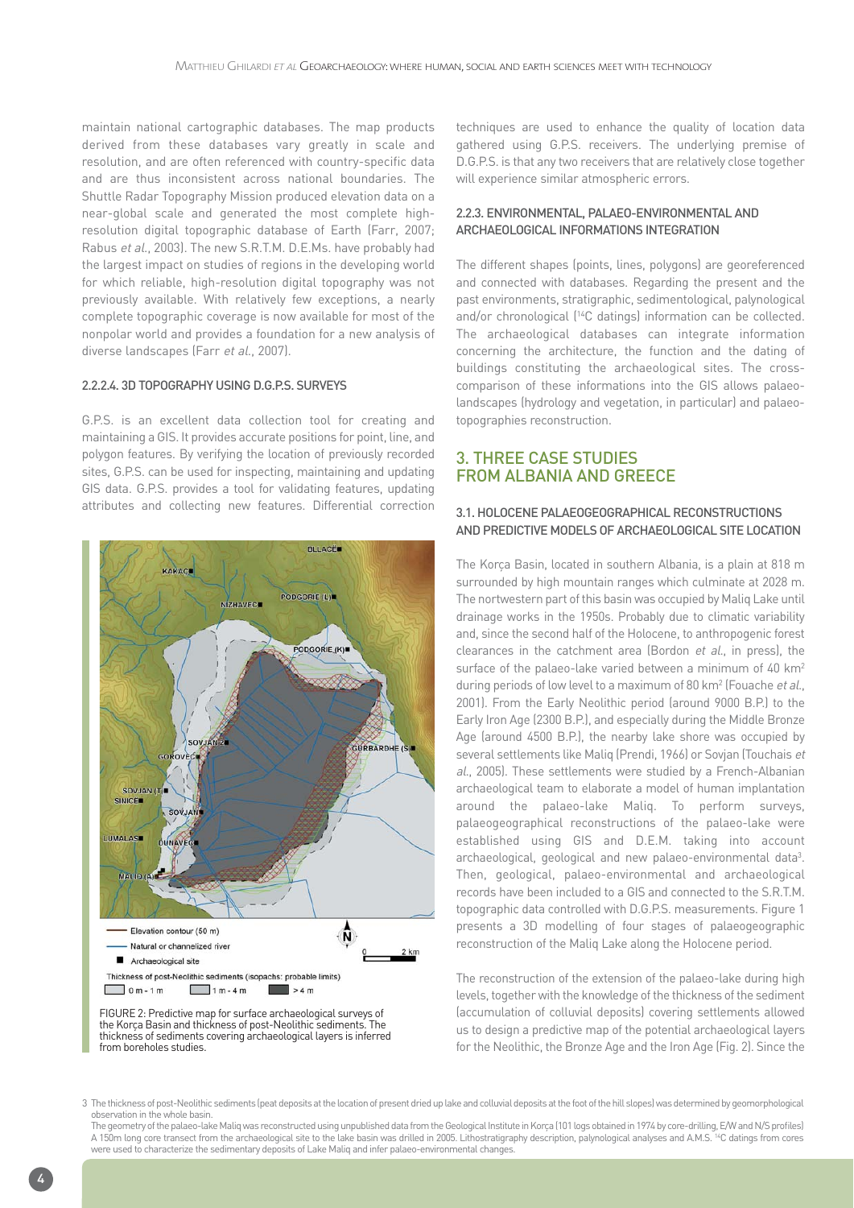maintain national cartographic databases. The map products derived from these databases vary greatly in scale and resolution, and are often referenced with country-specific data and are thus inconsistent across national boundaries. The Shuttle Radar Topography Mission produced elevation data on a near-global scale and generated the most complete high-resolution digital topographic database of Earth (Farr, 2007; Rabus *et al.*, 2003). The new S.R.T.M. D.E.Ms. have probably had the largest impact on studies of regions in the developing world for which reliable, high-resolution digital topography was not previously available. With relatively few exceptions, a nearly complete topographic coverage is now available for most of the nonpolar world and provides a foundation for a new analysis of diverse landscapes (Farr *et al.*, 2007).

#### 2.2.2.4. 3D TOPOGRAPHY USING D.G.P.S. SURVEYS

G.P.S. is an excellent data collection tool for creating and maintaining a GIS. It provides accurate positions for point, line, and polygon features. By verifying the location of previously recorded sites, G.P.S. can be used for inspecting, maintaining and updating GIS data. G.P.S. provides a tool for validating features, updating attributes and collecting new features. Differential correction techniques are used to enhance the quality of location data gathered using G.P.S. receivers. The underlying premise of D.G.P.S. is that any two receivers that are relatively close together will experience similar atmospheric errors.

FIGURE 2: Predictive map for surface archaeological surveys of the Korça Basin and thickness of post-Neolithic sediments. The thickness of sediments covering archaeological layers is inferred from boreholes studies.

#### 2.2.3. ENVIRONMENTAL, PALAEO-ENVIRONMENTAL AND ARCHAEOLOGICAL INFORMATIONS INTEGRATION

The different shapes (points, lines, polygons) are georeferenced and connected with databases. Regarding the present and the past environments, stratigraphic, sedimentological, palynological and/or chronological ($^{14}$C datings) information can be collected. The archaeological databases can integrate information concerning the architecture, the function and the dating of buildings constituting the archaeological sites. The cross-comparison of these informations into the GIS allows palaeo-landscapes (hydrology and vegetation, in particular) and palaeo-topographies reconstruction.

## 3. THREE CASE STUDIES FROM ALBANIA AND GREECE

### 3.1. HOLOCENE PALAEOGEOGRAPHICAL RECONSTRUCTIONS AND PREDICTIVE MODELS OF ARCHAEOLOGICAL SITE LOCATION

The Korça Basin, located in southern Albania, is a plain at 818 m surrounded by high mountain ranges which culminate at 2028 m. The nortwestern part of this basin was occupied by Maliq Lake until drainage works in the 1950s. Probably due to climatic variability and, since the second half of the Holocene, to anthropogenic forest clearances in the catchment area (Bordon *et al.*, in press), the surface of the palaeo-lake varied between a minimum of 40 km$^2$ during periods of low level to a maximum of 80 km$^2$ (Fouache *et al.*, 2001). From the Early Neolithic period (around 9000 B.P.) to the Early Iron Age (2300 B.P.), and especially during the Middle Bronze Age (around 4500 B.P.), the nearby lake shore was occupied by several settlements like Maliq (Prendi, 1966) or Sovjan (Touchais *et al.*, 2005). These settlements were studied by a French-Albanian archaeological team to elaborate a model of human implantation around the palaeo-lake Maliq. To perform surveys, palaeogeographical reconstructions of the palaeo-lake were established using GIS and D.E.M. taking into account archaeological, geological and new palaeo-environmental data[3]. Then, geological, palaeo-environmental and archaeological records have been included to a GIS and connected to the S.R.T.M. topographic data controlled with D.G.P.S. measurements. Figure 1 presents a 3D modelling of four stages of palaeogeographic reconstruction of the Maliq Lake along the Holocene period.

The reconstruction of the extension of the palaeo-lake during high levels, together with the knowledge of the thickness of the sediment (accumulation of colluvial deposits) covering settlements allowed us to design a predictive map of the potential archaeological layers for the Neolithic, the Bronze Age and the Iron Age (Fig. 2). Since the

3 The thickness of post-Neolithic sediments (peat deposits at the location of present dried up lake and colluvial deposits at the foot of the hill slopes) was determined by geomorphological observation in the whole basin.
The geometry of the palaeo-lake Maliq was reconstructed using unpublished data from the Geological Institute in Korça (101 logs obtained in 1974 by core-drilling, E/W and N/S profiles). A 150m long core transect from the archaeological site to the lake basin was drilled in 2005. Lithostratigraphy description, palynological analyses and A.M.S. $^{14}$C datings from cores were used to characterize the sedimentary deposits of Lake Maliq and infer palaeo-environmental changes.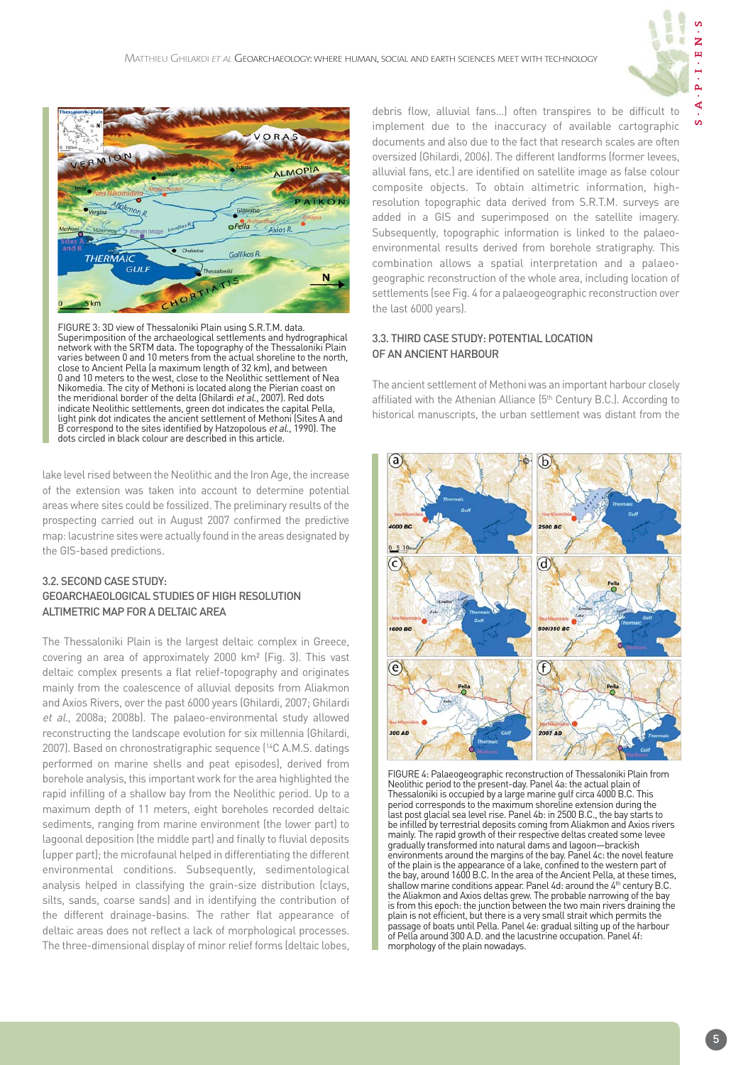FIGURE 3: 3D view of Thessaloniki Plain using S.R.T.M. data. Superimposition of the archaeological settlements and hydrographical network with the SRTM data. The topography of the Thessaloniki Plain varies between 0 and 10 meters from the actual shoreline to the north, close to Ancient Pella (a maximum length of 32 km), and between 0 and 10 meters to the west, close to the Neolithic settlement of Nea Nikomedia. The city of Methoni is located along the Pierian coast on the meridional border of the delta (Ghilardi *et al.*, 2007). Red dots indicate Neolithic settlements, green dot indicates the capital Pella, light pink dot indicates the ancient settlement of Methoni (Sites A and B correspond to the sites identified by Hatzopolous *et al.*, 1990). The dots circled in black colour are described in this article.

lake level rised between the Neolithic and the Iron Age, the increase of the extension was taken into account to determine potential areas where sites could be fossilized. The preliminary results of the prospecting carried out in August 2007 confirmed the predictive map: lacustrine sites were actually found in the areas designated by the GIS-based predictions.

### 3.2. SECOND CASE STUDY: GEOARCHAEOLOGICAL STUDIES OF HIGH RESOLUTION ALTIMETRIC MAP FOR A DELTAIC AREA

The Thessaloniki Plain is the largest deltaic complex in Greece, covering an area of approximately 2000 km² (Fig. 3). This vast deltaic complex presents a flat relief-topography and originates mainly from the coalescence of alluvial deposits from Aliakmon and Axios Rivers, over the past 6000 years (Ghilardi, 2007; Ghilardi *et al.*, 2008a; 2008b). The palaeo-environmental study allowed reconstructing the landscape evolution for six millennia (Ghilardi, 2007). Based on chronostratigraphic sequence ($^{14}$C A.M.S. datings performed on marine shells and peat episodes), derived from borehole analysis, this important work for the area highlighted the rapid infilling of a shallow bay from the Neolithic period. Up to a maximum depth of 11 meters, eight boreholes recorded deltaic sediments, ranging from marine environment (the lower part) to lagoonal deposition (the middle part) and finally to fluvial deposits (upper part); the microfaunal helped in differentiating the different environmental conditions. Subsequently, sedimentological analysis helped in classifying the grain-size distribution (clays, silts, sands, coarse sands) and in identifying the contribution of the different drainage-basins. The rather flat appearance of deltaic areas does not reflect a lack of morphological processes. The three-dimensional display of minor relief forms (deltaic lobes, debris flow, alluvial fans…) often transpires to be difficult to implement due to the inaccuracy of available cartographic documents and also due to the fact that research scales are often oversized (Ghilardi, 2006). The different landforms (former levees, alluvial fans, etc.) are identified on satellite image as false colour composite objects. To obtain altimetric information, high-resolution topographic data derived from S.R.T.M. surveys are added in a GIS and superimposed on the satellite imagery. Subsequently, topographic information is linked to the palaeo-environmental results derived from borehole stratigraphy. This combination allows a spatial interpretation and a palaeo-geographic reconstruction of the whole area, including location of settlements (see Fig. 4 for a palaeogeographic reconstruction over the last 6000 years).

### 3.3. THIRD CASE STUDY: POTENTIAL LOCATION OF AN ANCIENT HARBOUR

The ancient settlement of Methoni was an important harbour closely affiliated with the Athenian Alliance (5th Century B.C.). According to historical manuscripts, the urban settlement was distant from the

FIGURE 4: Palaeogeographic reconstruction of Thessaloniki Plain from Neolithic period to the present-day. Panel 4a: the actual plain of Thessaloniki is occupied by a large marine gulf circa 4000 B.C. This period corresponds to the maximum shoreline extension during the last post glacial sea level rise. Panel 4b: in 2500 B.C., the bay starts to be infilled by terrestrial deposits coming from Aliakmon and Axios rivers mainly. The rapid growth of their respective deltas created some levee gradually transformed into natural dams and lagoon—brackish environments around the margins of the bay. Panel 4c: the novel feature of the plain is the appearance of a lake, confined to the western part of the bay, around 1600 B.C. In the area of the Ancient Pella, at these times, shallow marine conditions appear. Panel 4d: around the 4th century B.C. the Aliakmon and Axios deltas grew. The probable narrowing of the bay is from this epoch: the junction between the two main rivers draining the plain is not efficient, but there is a very small strait which permits the passage of boats until Pella. Panel 4e: gradual silting up of the harbour of Pella around 300 A.D. and the lacustrine occupation. Panel 4f: morphology of the plain nowadays.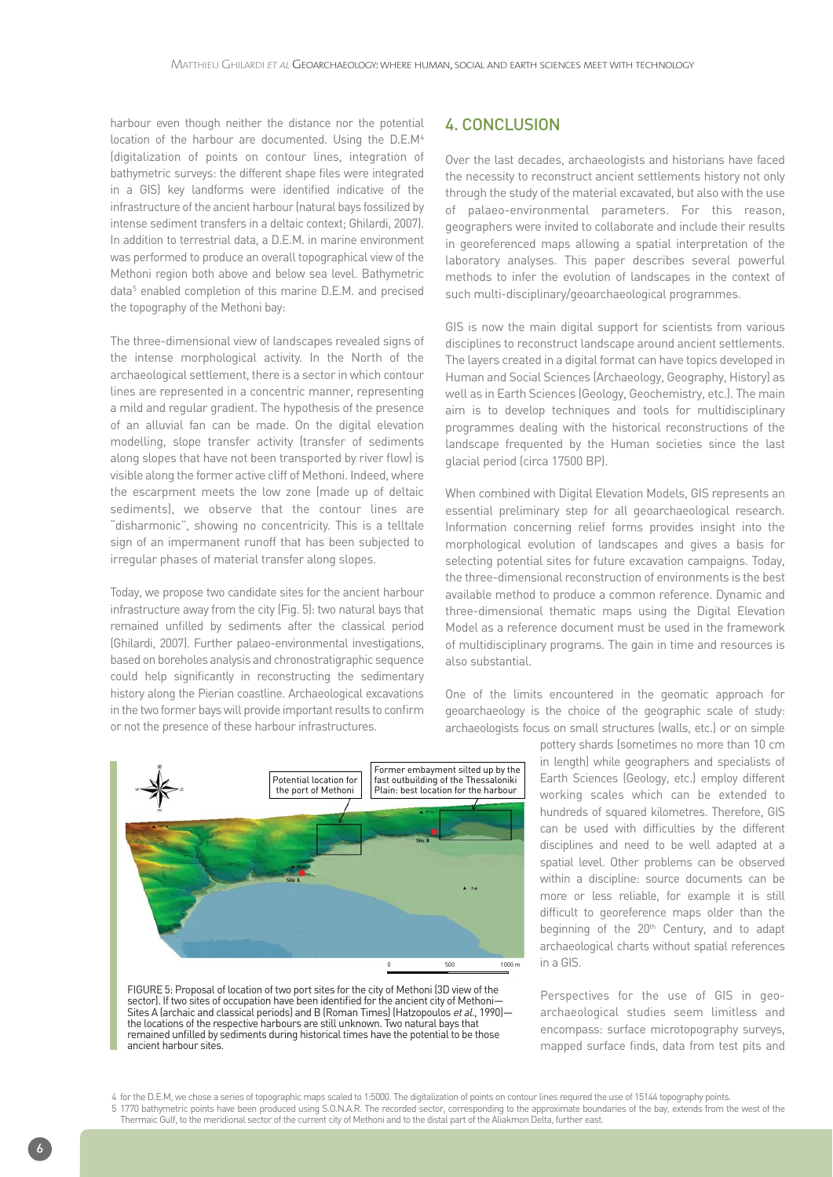harbour even though neither the distance nor the potential location of the harbour are documented. Using the D.E.M[4] (digitalization of points on contour lines, integration of bathymetric surveys: the different shape files were integrated in a GIS) key landforms were identified indicative of the infrastructure of the ancient harbour (natural bays fossilized by intense sediment transfers in a deltaic context; Ghilardi, 2007). In addition to terrestrial data, a D.E.M. in marine environment was performed to produce an overall topographical view of the Methoni region both above and below sea level. Bathymetric data[5] enabled completion of this marine D.E.M. and precised the topography of the Methoni bay:

The three-dimensional view of landscapes revealed signs of the intense morphological activity. In the North of the archaeological settlement, there is a sector in which contour lines are represented in a concentric manner, representing a mild and regular gradient. The hypothesis of the presence of an alluvial fan can be made. On the digital elevation modelling, slope transfer activity (transfer of sediments along slopes that have not been transported by river flow) is visible along the former active cliff of Methoni. Indeed, where the escarpment meets the low zone (made up of deltaic sediments), we observe that the contour lines are "disharmonic", showing no concentricity. This is a telltale sign of an impermanent runoff that has been subjected to irregular phases of material transfer along slopes.

Today, we propose two candidate sites for the ancient harbour infrastructure away from the city (Fig. 5): two natural bays that remained unfilled by sediments after the classical period (Ghilardi, 2007). Further palaeo-environmental investigations, based on boreholes analysis and chronostratigraphic sequence could help significantly in reconstructing the sedimentary history along the Pierian coastline. Archaeological excavations in the two former bays will provide important results to confirm or not the presence of these harbour infrastructures.

FIGURE 5: Proposal of location of two port sites for the city of Methoni (3D view of the sector). If two sites of occupation have been identified for the ancient city of Methoni—Sites A (archaic and classical periods) and B (Roman Times) (Hatzopoulos *et al.*, 1990)—the locations of the respective harbours are still unknown. Two natural bays that remained unfilled by sediments during historical times have the potential to be those ancient harbour sites.

## 4. CONCLUSION

Over the last decades, archaeologists and historians have faced the necessity to reconstruct ancient settlements history not only through the study of the material excavated, but also with the use of palaeo-environmental parameters. For this reason, geographers were invited to collaborate and include their results in georeferenced maps allowing a spatial interpretation of the laboratory analyses. This paper describes several powerful methods to infer the evolution of landscapes in the context of such multi-disciplinary/geoarchaeological programmes.

GIS is now the main digital support for scientists from various disciplines to reconstruct landscape around ancient settlements. The layers created in a digital format can have topics developed in Human and Social Sciences (Archaeology, Geography, History) as well as in Earth Sciences (Geology, Geochemistry, etc.). The main aim is to develop techniques and tools for multidisciplinary programmes dealing with the historical reconstructions of the landscape frequented by the Human societies since the last glacial period (circa 17500 BP).

When combined with Digital Elevation Models, GIS represents an essential preliminary step for all geoarchaeological research. Information concerning relief forms provides insight into the morphological evolution of landscapes and gives a basis for selecting potential sites for future excavation campaigns. Today, the three-dimensional reconstruction of environments is the best available method to produce a common reference. Dynamic and three-dimensional thematic maps using the Digital Elevation Model as a reference document must be used in the framework of multidisciplinary programs. The gain in time and resources is also substantial.

One of the limits encountered in the geomatic approach for geoarchaeology is the choice of the geographic scale of study: archaeologists focus on small structures (walls, etc.) or on simple pottery shards (sometimes no more than 10 cm in length) while geographers and specialists of Earth Sciences (Geology, etc.) employ different working scales which can be extended to hundreds of squared kilometres. Therefore, GIS can be used with difficulties by the different disciplines and need to be well adapted at a spatial level. Other problems can be observed within a discipline: source documents can be more or less reliable, for example it is still difficult to georeference maps older than the beginning of the 20th Century, and to adapt archaeological charts without spatial references in a GIS.

Perspectives for the use of GIS in geo-archaeological studies seem limitless and encompass: surface microtopography surveys, mapped surface finds, data from test pits and

[4] for the D.E.M, we chose a series of topographic maps scaled to 1:5000. The digitalization of points on contour lines required the use of 15144 topography points.

[5] 1770 bathymetric points have been produced using S.O.N.A.R. The recorded sector, corresponding to the approximate boundaries of the bay, extends from the west of the Thermaic Gulf, to the meridional sector of the current city of Methoni and to the distal part of the Aliakmon Delta, further east.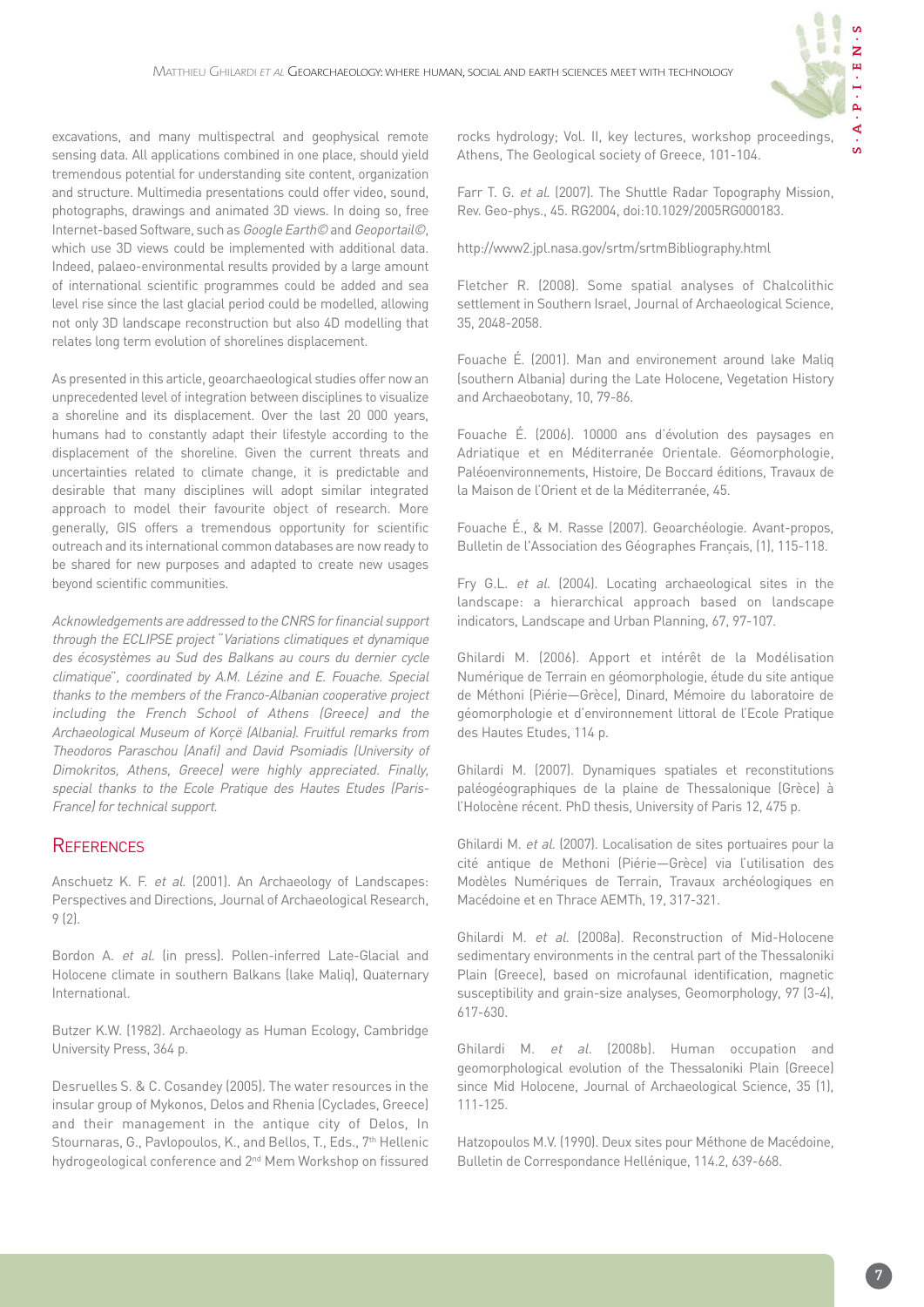excavations, and many multispectral and geophysical remote sensing data. All applications combined in one place, should yield tremendous potential for understanding site content, organization and structure. Multimedia presentations could offer video, sound, photographs, drawings and animated 3D views. In doing so, free Internet-based Software, such as *Google Earth©* and *Geoportail©*, which use 3D views could be implemented with additional data. Indeed, palaeo-environmental results provided by a large amount of international scientific programmes could be added and sea level rise since the last glacial period could be modelled, allowing not only 3D landscape reconstruction but also 4D modelling that relates long term evolution of shorelines displacement.

As presented in this article, geoarchaeological studies offer now an unprecedented level of integration between disciplines to visualize a shoreline and its displacement. Over the last 20 000 years, humans had to constantly adapt their lifestyle according to the displacement of the shoreline. Given the current threats and uncertainties related to climate change, it is predictable and desirable that many disciplines will adopt similar integrated approach to model their favourite object of research. More generally, GIS offers a tremendous opportunity for scientific outreach and its international common databases are now ready to be shared for new purposes and adapted to create new usages beyond scientific communities.

*Acknowledgements are addressed to the CNRS for financial support through the ECLIPSE project "Variations climatiques et dynamique des écosystèmes au Sud des Balkans au cours du dernier cycle climatique", coordinated by A.M. Lézine and E. Fouache. Special thanks to the members of the Franco-Albanian cooperative project including the French School of Athens (Greece) and the Archaeological Museum of Korçë (Albania). Fruitful remarks from Theodoros Paraschou (Anafi) and David Psomiadis (University of Dimokritos, Athens, Greece) were highly appreciated. Finally, special thanks to the Ecole Pratique des Hautes Etudes (Paris-France) for technical support.*

## References

Anschuetz K. F. *et al.* (2001). An Archaeology of Landscapes: Perspectives and Directions, Journal of Archaeological Research, 9 (2).

Bordon A. *et al.* (in press). Pollen-inferred Late-Glacial and Holocene climate in southern Balkans (lake Maliq), Quaternary International.

Butzer K.W. (1982). Archaeology as Human Ecology, Cambridge University Press, 364 p.

Desruelles S. & C. Cosandey (2005). The water resources in the insular group of Mykonos, Delos and Rhenia (Cyclades, Greece) and their management in the antique city of Delos, In Stournaras, G., Pavlopoulos, K., and Bellos, T., Eds., 7th Hellenic hydrogeological conference and 2nd Mem Workshop on fissured rocks hydrology; Vol. II, key lectures, workshop proceedings, Athens, The Geological society of Greece, 101-104.

Farr T. G. *et al.* (2007). The Shuttle Radar Topography Mission, Rev. Geo-phys., 45. RG2004, doi:10.1029/2005RG000183.

http://www2.jpl.nasa.gov/srtm/srtmBibliography.html

Fletcher R. (2008). Some spatial analyses of Chalcolithic settlement in Southern Israel, Journal of Archaeological Science, 35, 2048-2058.

Fouache É. (2001). Man and environement around lake Maliq (southern Albania) during the Late Holocene, Vegetation History and Archaeobotany, 10, 79-86.

Fouache É. (2006). 10000 ans d'évolution des paysages en Adriatique et en Méditerranée Orientale. Géomorphologie, Paléoenvironnements, Histoire, De Boccard éditions, Travaux de la Maison de l'Orient et de la Méditerranée, 45.

Fouache É., & M. Rasse (2007). Geoarchéologie. Avant-propos, Bulletin de l'Association des Géographes Français, (1), 115-118.

Fry G.L. *et al.* (2004). Locating archaeological sites in the landscape: a hierarchical approach based on landscape indicators, Landscape and Urban Planning, 67, 97-107.

Ghilardi M. (2006). Apport et intérêt de la Modélisation Numérique de Terrain en géomorphologie, étude du site antique de Méthoni (Piérie—Grèce), Dinard, Mémoire du laboratoire de géomorphologie et d'environnement littoral de l'Ecole Pratique des Hautes Etudes, 114 p.

Ghilardi M. (2007). Dynamiques spatiales et reconstitutions paléogéographiques de la plaine de Thessalonique (Grèce) à l'Holocène récent. PhD thesis, University of Paris 12, 475 p.

Ghilardi M. *et al.* (2007). Localisation de sites portuaires pour la cité antique de Methoni (Piérie—Grèce) via l'utilisation des Modèles Numériques de Terrain, Travaux archéologiques en Macédoine et en Thrace AEMTh, 19, 317-321.

Ghilardi M. *et al.* (2008a). Reconstruction of Mid-Holocene sedimentary environments in the central part of the Thessaloniki Plain (Greece), based on microfaunal identification, magnetic susceptibility and grain-size analyses, Geomorphology, 97 (3-4), 617-630.

Ghilardi M. *et al.* (2008b). Human occupation and geomorphological evolution of the Thessaloniki Plain (Greece) since Mid Holocene, Journal of Archaeological Science, 35 (1), 111-125.

Hatzopoulos M.V. (1990). Deux sites pour Méthone de Macédoine, Bulletin de Correspondance Hellénique, 114.2, 639-668.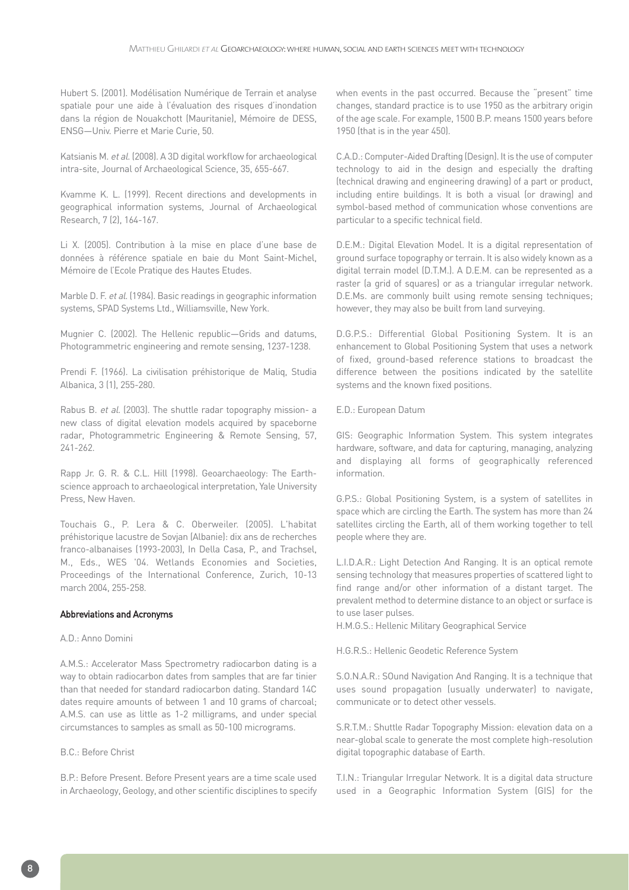Hubert S. (2001). Modélisation Numérique de Terrain et analyse spatiale pour une aide à l'évaluation des risques d'inondation dans la région de Nouakchott (Mauritanie), Mémoire de DESS, ENSG—Univ. Pierre et Marie Curie, 50.

Katsianis M. *et al.* (2008). A 3D digital workflow for archaeological intra-site, Journal of Archaeological Science, 35, 655-667.

Kvamme K. L. (1999). Recent directions and developments in geographical information systems, Journal of Archaeological Research, 7 (2), 164-167.

Li X. (2005). Contribution à la mise en place d'une base de données à référence spatiale en baie du Mont Saint-Michel, Mémoire de l'Ecole Pratique des Hautes Etudes.

Marble D. F. *et al.* (1984). Basic readings in geographic information systems, SPAD Systems Ltd., Williamsville, New York.

Mugnier C. (2002). The Hellenic republic—Grids and datums, Photogrammetric engineering and remote sensing, 1237-1238.

Prendi F. (1966). La civilisation préhistorique de Maliq, Studia Albanica, 3 (1), 255-280.

Rabus B. *et al.* (2003). The shuttle radar topography mission- a new class of digital elevation models acquired by spaceborne radar, Photogrammetric Engineering & Remote Sensing, 57, 241-262.

Rapp Jr. G. R. & C.L. Hill (1998). Geoarchaeology: The Earth-science approach to archaeological interpretation, Yale University Press, New Haven.

Touchais G., P. Lera & C. Oberweiler. (2005). L'habitat préhistorique lacustre de Sovjan (Albanie): dix ans de recherches franco-albanaises (1993-2003), In Della Casa, P., and Trachsel, M., Eds., WES '04. Wetlands Economies and Societies, Proceedings of the International Conference, Zurich, 10-13 march 2004, 255-258.

## Abbreviations and Acronyms

A.D.: Anno Domini

A.M.S.: Accelerator Mass Spectrometry radiocarbon dating is a way to obtain radiocarbon dates from samples that are far tinier than that needed for standard radiocarbon dating. Standard 14C dates require amounts of between 1 and 10 grams of charcoal; A.M.S. can use as little as 1-2 milligrams, and under special circumstances to samples as small as 50-100 micrograms.

B.C.: Before Christ

B.P.: Before Present. Before Present years are a time scale used in Archaeology, Geology, and other scientific disciplines to specify when events in the past occurred. Because the "present" time changes, standard practice is to use 1950 as the arbitrary origin of the age scale. For example, 1500 B.P. means 1500 years before 1950 (that is in the year 450).

C.A.D.: Computer-Aided Drafting (Design). It is the use of computer technology to aid in the design and especially the drafting (technical drawing and engineering drawing) of a part or product, including entire buildings. It is both a visual (or drawing) and symbol-based method of communication whose conventions are particular to a specific technical field.

D.E.M.: Digital Elevation Model. It is a digital representation of ground surface topography or terrain. It is also widely known as a digital terrain model (D.T.M.). A D.E.M. can be represented as a raster (a grid of squares) or as a triangular irregular network. D.E.Ms. are commonly built using remote sensing techniques; however, they may also be built from land surveying.

D.G.P.S.: Differential Global Positioning System. It is an enhancement to Global Positioning System that uses a network of fixed, ground-based reference stations to broadcast the difference between the positions indicated by the satellite systems and the known fixed positions.

E.D.: European Datum

GIS: Geographic Information System. This system integrates hardware, software, and data for capturing, managing, analyzing and displaying all forms of geographically referenced information.

G.P.S.: Global Positioning System, is a system of satellites in space which are circling the Earth. The system has more than 24 satellites circling the Earth, all of them working together to tell people where they are.

L.I.D.A.R.: Light Detection And Ranging. It is an optical remote sensing technology that measures properties of scattered light to find range and/or other information of a distant target. The prevalent method to determine distance to an object or surface is to use laser pulses.

H.M.G.S.: Hellenic Military Geographical Service

H.G.R.S.: Hellenic Geodetic Reference System

S.O.N.A.R.: SOund Navigation And Ranging. It is a technique that uses sound propagation (usually underwater) to navigate, communicate or to detect other vessels.

S.R.T.M.: Shuttle Radar Topography Mission: elevation data on a near-global scale to generate the most complete high-resolution digital topographic database of Earth.

T.I.N.: Triangular Irregular Network. It is a digital data structure used in a Geographic Information System (GIS) for the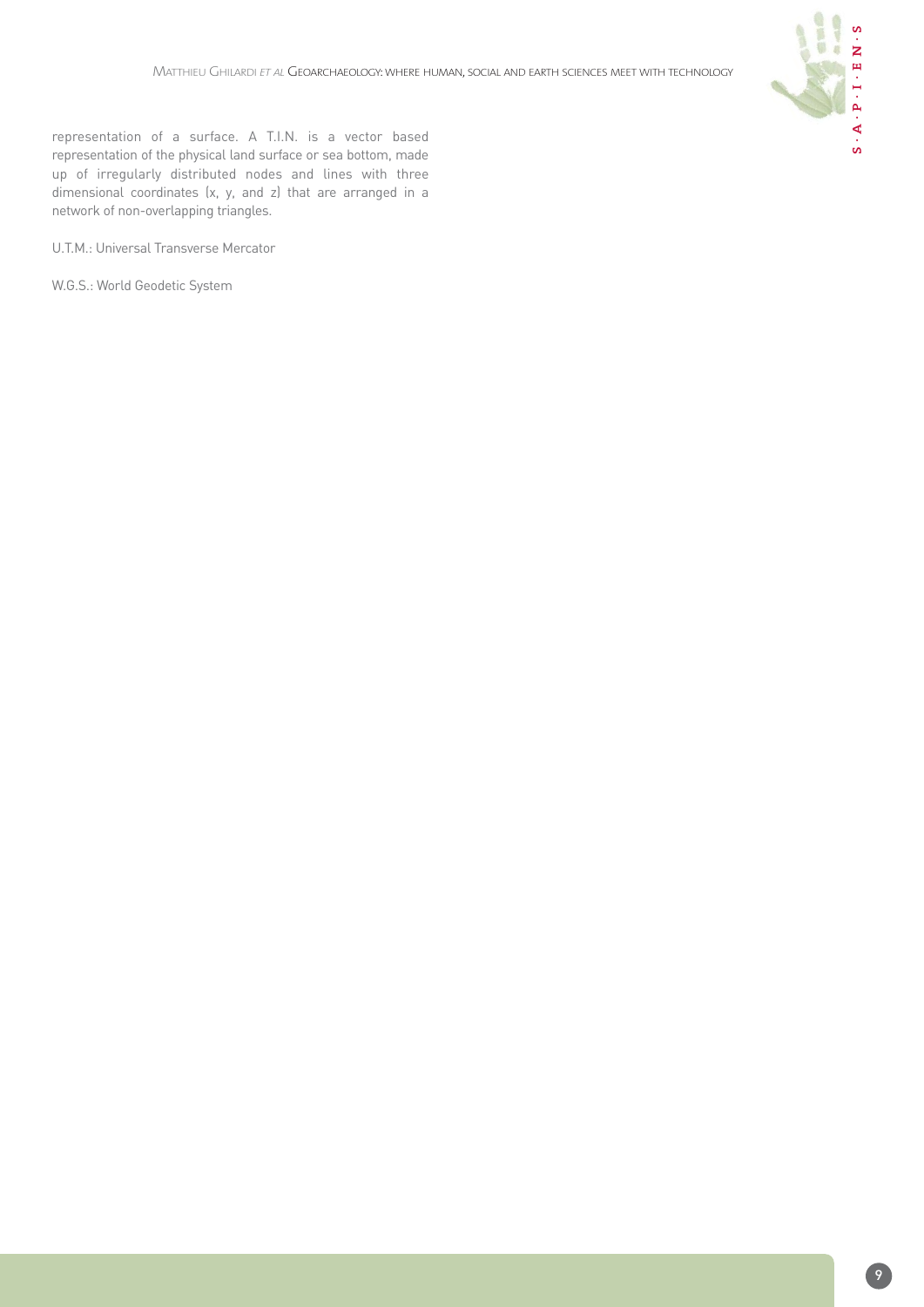representation of a surface. A T.I.N. is a vector based representation of the physical land surface or sea bottom, made up of irregularly distributed nodes and lines with three dimensional coordinates (x, y, and z) that are arranged in a network of non-overlapping triangles.

U.T.M.: Universal Transverse Mercator

W.G.S.: World Geodetic System